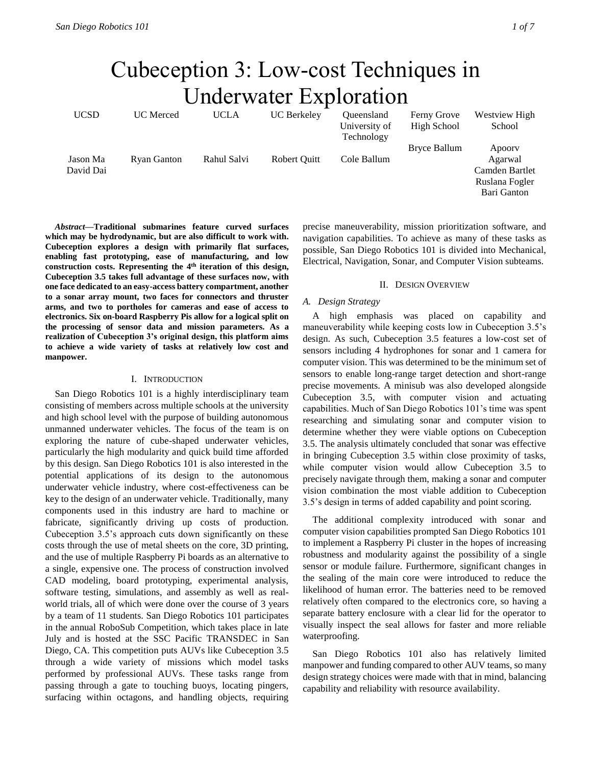# Cubeception 3: Low-cost Techniques in Underwater Exploration

| UCSD | UC Merced | UCLA | UC Berkeley | Queensland University of Technology | Ferny Grove High School | Westview High School |
|---|---|---|---|---|---|---|
| Jason Ma<br>David Dai | Ryan Ganton | Rahul Salvi | Robert Quitt | Cole Ballum | Bryce Ballum | Apoorv Agarwal<br>Camden Bartlet<br>Ruslana Fogler<br>Bari Ganton |

***Abstract*—Traditional submarines feature curved surfaces which may be hydrodynamic, but are also difficult to work with. Cubeception explores a design with primarily flat surfaces, enabling fast prototyping, ease of manufacturing, and low construction costs. Representing the 4th iteration of this design, Cubeception 3.5 takes full advantage of these surfaces now, with one face dedicated to an easy-access battery compartment, another to a sonar array mount, two faces for connectors and thruster arms, and two to portholes for cameras and ease of access to electronics. Six on-board Raspberry Pis allow for a logical split on the processing of sensor data and mission parameters. As a realization of Cubeception 3's original design, this platform aims to achieve a wide variety of tasks at relatively low cost and manpower.**

## I. Introduction

San Diego Robotics 101 is a highly interdisciplinary team consisting of members across multiple schools at the university and high school level with the purpose of building autonomous unmanned underwater vehicles. The focus of the team is on exploring the nature of cube-shaped underwater vehicles, particularly the high modularity and quick build time afforded by this design. San Diego Robotics 101 is also interested in the potential applications of its design to the autonomous underwater vehicle industry, where cost-effectiveness can be key to the design of an underwater vehicle. Traditionally, many components used in this industry are hard to machine or fabricate, significantly driving up costs of production. Cubeception 3.5's approach cuts down significantly on these costs through the use of metal sheets on the core, 3D printing, and the use of multiple Raspberry Pi boards as an alternative to a single, expensive one. The process of construction involved CAD modeling, board prototyping, experimental analysis, software testing, simulations, and assembly as well as real-world trials, all of which were done over the course of 3 years by a team of 11 students. San Diego Robotics 101 participates in the annual RoboSub Competition, which takes place in late July and is hosted at the SSC Pacific TRANSDEC in San Diego, CA. This competition puts AUVs like Cubeception 3.5 through a wide variety of missions which model tasks performed by professional AUVs. These tasks range from passing through a gate to touching buoys, locating pingers, surfacing within octagons, and handling objects, requiring precise maneuverability, mission prioritization software, and navigation capabilities. To achieve as many of these tasks as possible, San Diego Robotics 101 is divided into Mechanical, Electrical, Navigation, Sonar, and Computer Vision subteams.

## II. Design Overview

### *A. Design Strategy*

A high emphasis was placed on capability and maneuverability while keeping costs low in Cubeception 3.5's design. As such, Cubeception 3.5 features a low-cost set of sensors including 4 hydrophones for sonar and 1 camera for computer vision. This was determined to be the minimum set of sensors to enable long-range target detection and short-range precise movements. A minisub was also developed alongside Cubeception 3.5, with computer vision and actuating capabilities. Much of San Diego Robotics 101's time was spent researching and simulating sonar and computer vision to determine whether they were viable options on Cubeception 3.5. The analysis ultimately concluded that sonar was effective in bringing Cubeception 3.5 within close proximity of tasks, while computer vision would allow Cubeception 3.5 to precisely navigate through them, making a sonar and computer vision combination the most viable addition to Cubeception 3.5's design in terms of added capability and point scoring.

The additional complexity introduced with sonar and computer vision capabilities prompted San Diego Robotics 101 to implement a Raspberry Pi cluster in the hopes of increasing robustness and modularity against the possibility of a single sensor or module failure. Furthermore, significant changes in the sealing of the main core were introduced to reduce the likelihood of human error. The batteries need to be removed relatively often compared to the electronics core, so having a separate battery enclosure with a clear lid for the operator to visually inspect the seal allows for faster and more reliable waterproofing.

San Diego Robotics 101 also has relatively limited manpower and funding compared to other AUV teams, so many design strategy choices were made with that in mind, balancing capability and reliability with resource availability.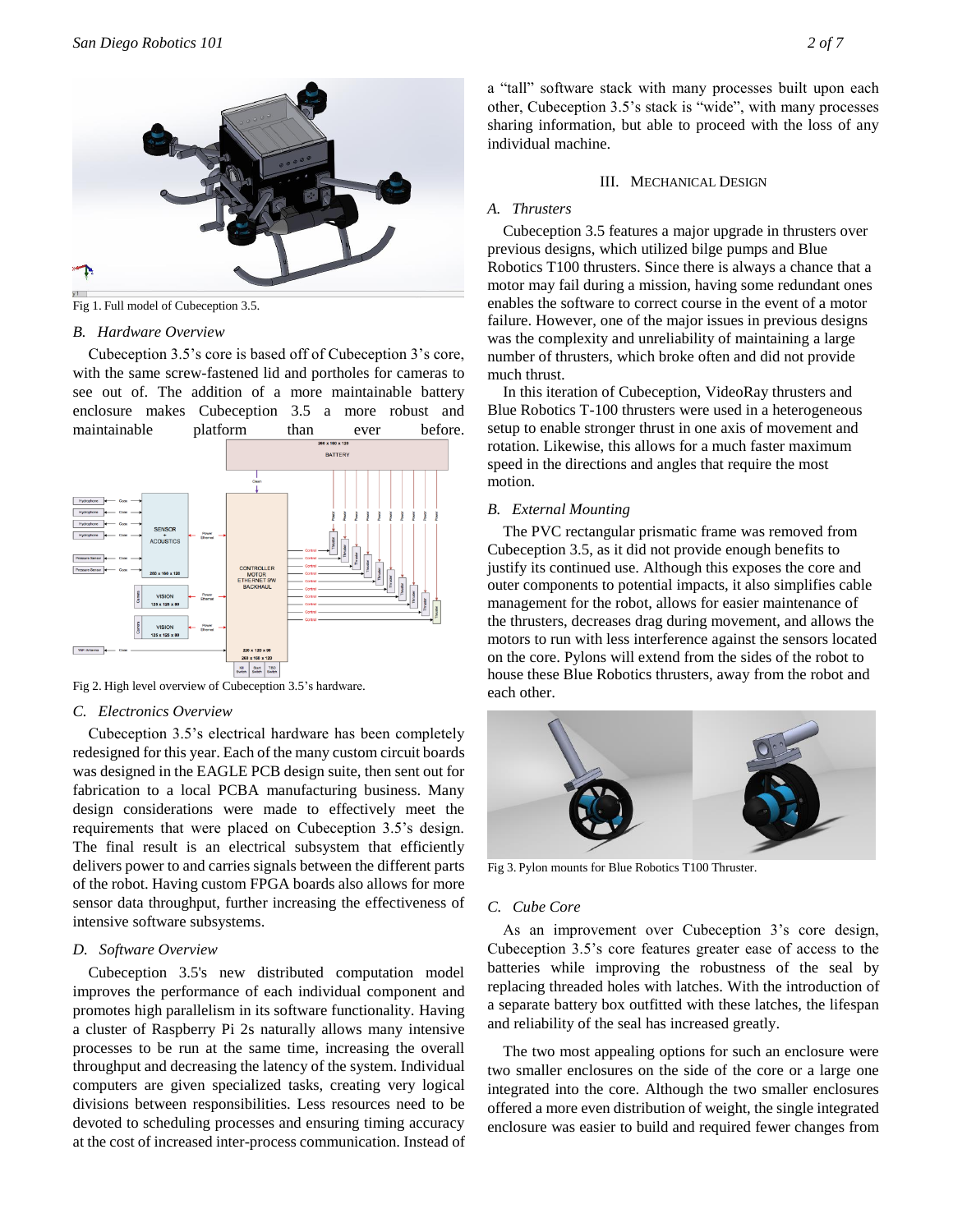Fig 1. Full model of Cubeception 3.5.

### B. Hardware Overview

Cubeception 3.5's core is based off of Cubeception 3's core, with the same screw-fastened lid and portholes for cameras to see out of. The addition of a more maintainable battery enclosure makes Cubeception 3.5 a more robust and maintainable platform than ever before.

Fig 2. High level overview of Cubeception 3.5's hardware.

### C. Electronics Overview

Cubeception 3.5's electrical hardware has been completely redesigned for this year. Each of the many custom circuit boards was designed in the EAGLE PCB design suite, then sent out for fabrication to a local PCBA manufacturing business. Many design considerations were made to effectively meet the requirements that were placed on Cubeception 3.5's design. The final result is an electrical subsystem that efficiently delivers power to and carries signals between the different parts of the robot. Having custom FPGA boards also allows for more sensor data throughput, further increasing the effectiveness of intensive software subsystems.

### D. Software Overview

Cubeception 3.5's new distributed computation model improves the performance of each individual component and promotes high parallelism in its software functionality. Having a cluster of Raspberry Pi 2s naturally allows many intensive processes to be run at the same time, increasing the overall throughput and decreasing the latency of the system. Individual computers are given specialized tasks, creating very logical divisions between responsibilities. Less resources need to be devoted to scheduling processes and ensuring timing accuracy at the cost of increased inter-process communication. Instead of a "tall" software stack with many processes built upon each other, Cubeception 3.5's stack is "wide", with many processes sharing information, but able to proceed with the loss of any individual machine.

## III. Mechanical Design

### A. Thrusters

Cubeception 3.5 features a major upgrade in thrusters over previous designs, which utilized bilge pumps and Blue Robotics T100 thrusters. Since there is always a chance that a motor may fail during a mission, having some redundant ones enables the software to correct course in the event of a motor failure. However, one of the major issues in previous designs was the complexity and unreliability of maintaining a large number of thrusters, which broke often and did not provide much thrust.

In this iteration of Cubeception, VideoRay thrusters and Blue Robotics T-100 thrusters were used in a heterogeneous setup to enable stronger thrust in one axis of movement and rotation. Likewise, this allows for a much faster maximum speed in the directions and angles that require the most motion.

### B. External Mounting

The PVC rectangular prismatic frame was removed from Cubeception 3.5, as it did not provide enough benefits to justify its continued use. Although this exposes the core and outer components to potential impacts, it also simplifies cable management for the robot, allows for easier maintenance of the thrusters, decreases drag during movement, and allows the motors to run with less interference against the sensors located on the core. Pylons will extend from the sides of the robot to house these Blue Robotics thrusters, away from the robot and each other.

Fig 3. Pylon mounts for Blue Robotics T100 Thruster.

### C. Cube Core

As an improvement over Cubeception 3's core design, Cubeception 3.5's core features greater ease of access to the batteries while improving the robustness of the seal by replacing threaded holes with latches. With the introduction of a separate battery box outfitted with these latches, the lifespan and reliability of the seal has increased greatly.

The two most appealing options for such an enclosure were two smaller enclosures on the side of the core or a large one integrated into the core. Although the two smaller enclosures offered a more even distribution of weight, the single integrated enclosure was easier to build and required fewer changes from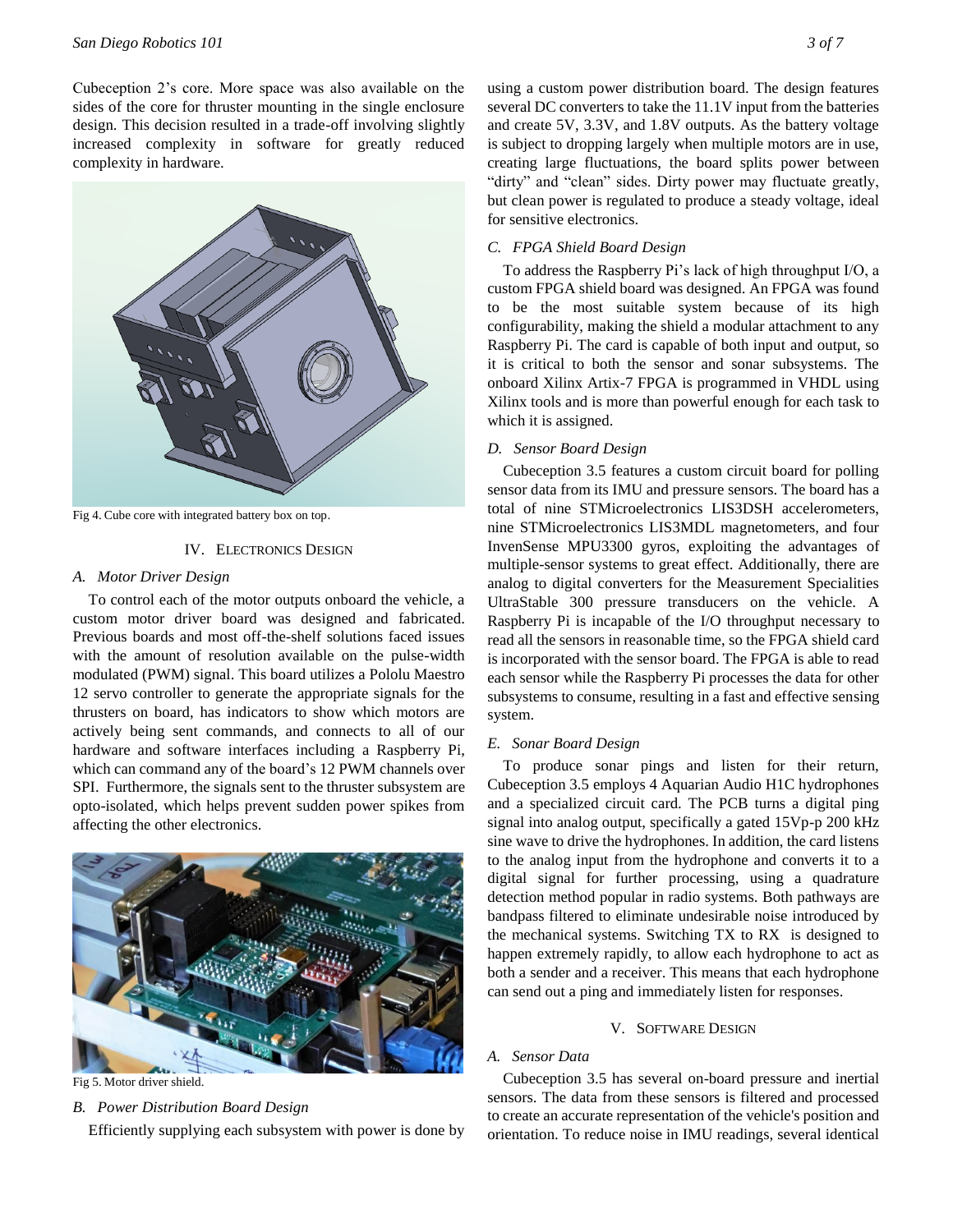Cubeception 2's core. More space was also available on the sides of the core for thruster mounting in the single enclosure design. This decision resulted in a trade-off involving slightly increased complexity in software for greatly reduced complexity in hardware.

Fig 4. Cube core with integrated battery box on top.

## IV. Electronics Design

### A. Motor Driver Design

To control each of the motor outputs onboard the vehicle, a custom motor driver board was designed and fabricated. Previous boards and most off-the-shelf solutions faced issues with the amount of resolution available on the pulse-width modulated (PWM) signal. This board utilizes a Pololu Maestro 12 servo controller to generate the appropriate signals for the thrusters on board, has indicators to show which motors are actively being sent commands, and connects to all of our hardware and software interfaces including a Raspberry Pi, which can command any of the board's 12 PWM channels over SPI. Furthermore, the signals sent to the thruster subsystem are opto-isolated, which helps prevent sudden power spikes from affecting the other electronics.

Fig 5. Motor driver shield.

### B. Power Distribution Board Design

Efficiently supplying each subsystem with power is done by using a custom power distribution board. The design features several DC converters to take the 11.1V input from the batteries and create 5V, 3.3V, and 1.8V outputs. As the battery voltage is subject to dropping largely when multiple motors are in use, creating large fluctuations, the board splits power between "dirty" and "clean" sides. Dirty power may fluctuate greatly, but clean power is regulated to produce a steady voltage, ideal for sensitive electronics.

### C. FPGA Shield Board Design

To address the Raspberry Pi's lack of high throughput I/O, a custom FPGA shield board was designed. An FPGA was found to be the most suitable system because of its high configurability, making the shield a modular attachment to any Raspberry Pi. The card is capable of both input and output, so it is critical to both the sensor and sonar subsystems. The onboard Xilinx Artix-7 FPGA is programmed in VHDL using Xilinx tools and is more than powerful enough for each task to which it is assigned.

### D. Sensor Board Design

Cubeception 3.5 features a custom circuit board for polling sensor data from its IMU and pressure sensors. The board has a total of nine STMicroelectronics LIS3DSH accelerometers, nine STMicroelectronics LIS3MDL magnetometers, and four InvenSense MPU3300 gyros, exploiting the advantages of multiple-sensor systems to great effect. Additionally, there are analog to digital converters for the Measurement Specialities UltraStable 300 pressure transducers on the vehicle. A Raspberry Pi is incapable of the I/O throughput necessary to read all the sensors in reasonable time, so the FPGA shield card is incorporated with the sensor board. The FPGA is able to read each sensor while the Raspberry Pi processes the data for other subsystems to consume, resulting in a fast and effective sensing system.

### E. Sonar Board Design

To produce sonar pings and listen for their return, Cubeception 3.5 employs 4 Aquarian Audio H1C hydrophones and a specialized circuit card. The PCB turns a digital ping signal into analog output, specifically a gated 15Vp-p 200 kHz sine wave to drive the hydrophones. In addition, the card listens to the analog input from the hydrophone and converts it to a digital signal for further processing, using a quadrature detection method popular in radio systems. Both pathways are bandpass filtered to eliminate undesirable noise introduced by the mechanical systems. Switching TX to RX is designed to happen extremely rapidly, to allow each hydrophone to act as both a sender and a receiver. This means that each hydrophone can send out a ping and immediately listen for responses.

## V. Software Design

### A. Sensor Data

Cubeception 3.5 has several on-board pressure and inertial sensors. The data from these sensors is filtered and processed to create an accurate representation of the vehicle's position and orientation. To reduce noise in IMU readings, several identical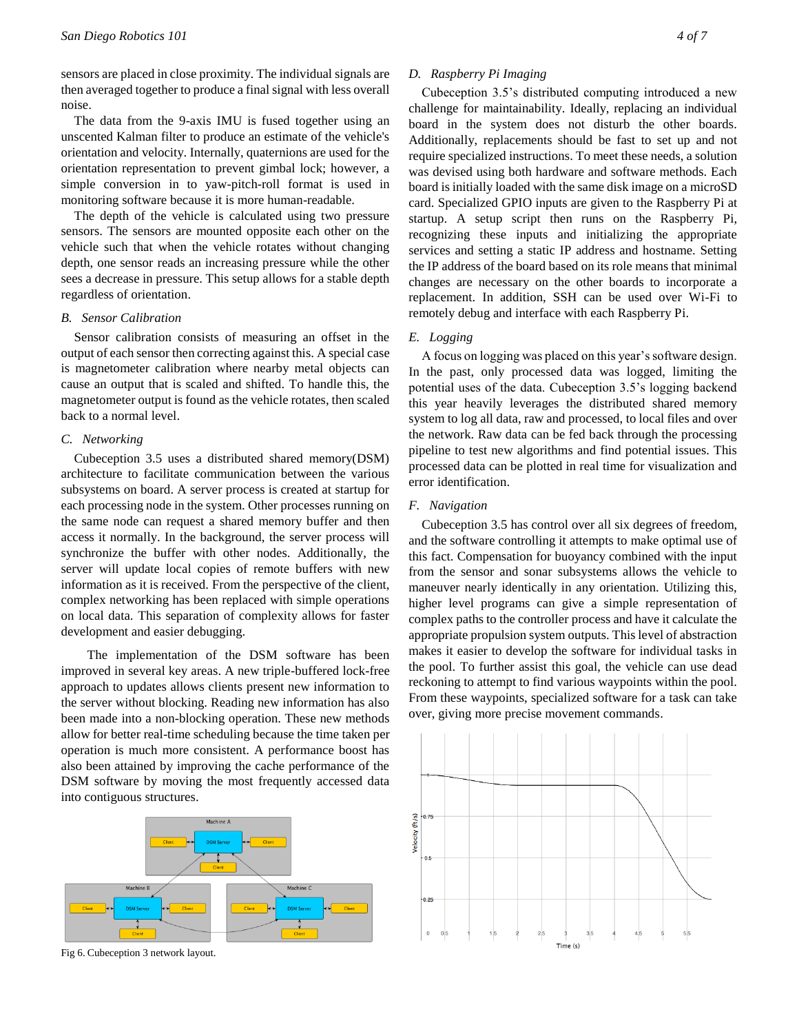sensors are placed in close proximity. The individual signals are then averaged together to produce a final signal with less overall noise.

The data from the 9-axis IMU is fused together using an unscented Kalman filter to produce an estimate of the vehicle's orientation and velocity. Internally, quaternions are used for the orientation representation to prevent gimbal lock; however, a simple conversion in to yaw-pitch-roll format is used in monitoring software because it is more human-readable.

The depth of the vehicle is calculated using two pressure sensors. The sensors are mounted opposite each other on the vehicle such that when the vehicle rotates without changing depth, one sensor reads an increasing pressure while the other sees a decrease in pressure. This setup allows for a stable depth regardless of orientation.

### *B. Sensor Calibration*

Sensor calibration consists of measuring an offset in the output of each sensor then correcting against this. A special case is magnetometer calibration where nearby metal objects can cause an output that is scaled and shifted. To handle this, the magnetometer output is found as the vehicle rotates, then scaled back to a normal level.

### *C. Networking*

Cubeception 3.5 uses a distributed shared memory(DSM) architecture to facilitate communication between the various subsystems on board. A server process is created at startup for each processing node in the system. Other processes running on the same node can request a shared memory buffer and then access it normally. In the background, the server process will synchronize the buffer with other nodes. Additionally, the server will update local copies of remote buffers with new information as it is received. From the perspective of the client, complex networking has been replaced with simple operations on local data. This separation of complexity allows for faster development and easier debugging.

The implementation of the DSM software has been improved in several key areas. A new triple-buffered lock-free approach to updates allows clients present new information to the server without blocking. Reading new information has also been made into a non-blocking operation. These new methods allow for better real-time scheduling because the time taken per operation is much more consistent. A performance boost has also been attained by improving the cache performance of the DSM software by moving the most frequently accessed data into contiguous structures.

Fig 6. Cubeception 3 network layout.

### *D. Raspberry Pi Imaging*

Cubeception 3.5's distributed computing introduced a new challenge for maintainability. Ideally, replacing an individual board in the system does not disturb the other boards. Additionally, replacements should be fast to set up and not require specialized instructions. To meet these needs, a solution was devised using both hardware and software methods. Each board is initially loaded with the same disk image on a microSD card. Specialized GPIO inputs are given to the Raspberry Pi at startup. A setup script then runs on the Raspberry Pi, recognizing these inputs and initializing the appropriate services and setting a static IP address and hostname. Setting the IP address of the board based on its role means that minimal changes are necessary on the other boards to incorporate a replacement. In addition, SSH can be used over Wi-Fi to remotely debug and interface with each Raspberry Pi.

### *E. Logging*

A focus on logging was placed on this year's software design. In the past, only processed data was logged, limiting the potential uses of the data. Cubeception 3.5's logging backend this year heavily leverages the distributed shared memory system to log all data, raw and processed, to local files and over the network. Raw data can be fed back through the processing pipeline to test new algorithms and find potential issues. This processed data can be plotted in real time for visualization and error identification.

### *F. Navigation*

Cubeception 3.5 has control over all six degrees of freedom, and the software controlling it attempts to make optimal use of this fact. Compensation for buoyancy combined with the input from the sensor and sonar subsystems allows the vehicle to maneuver nearly identically in any orientation. Utilizing this, higher level programs can give a simple representation of complex paths to the controller process and have it calculate the appropriate propulsion system outputs. This level of abstraction makes it easier to develop the software for individual tasks in the pool. To further assist this goal, the vehicle can use dead reckoning to attempt to find various waypoints within the pool. From these waypoints, specialized software for a task can take over, giving more precise movement commands.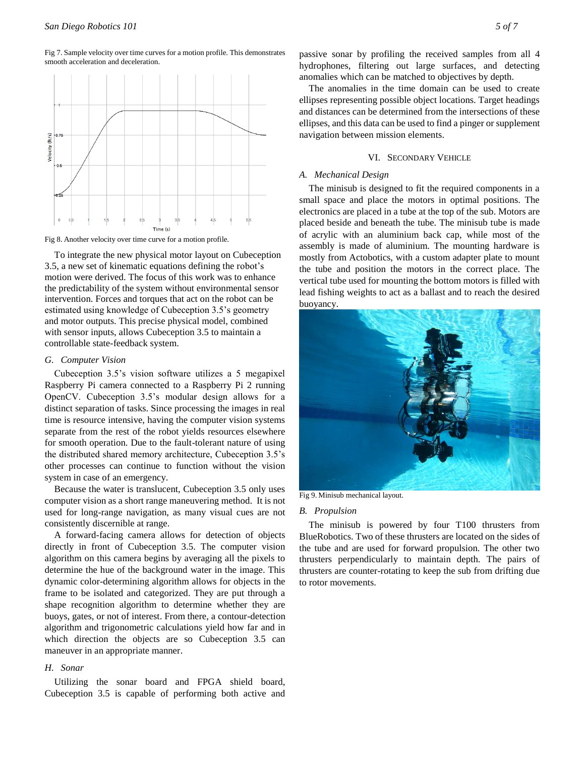Fig 7. Sample velocity over time curves for a motion profile. This demonstrates smooth acceleration and deceleration.

Fig 8. Another velocity over time curve for a motion profile.

To integrate the new physical motor layout on Cubeception 3.5, a new set of kinematic equations defining the robot's motion were derived. The focus of this work was to enhance the predictability of the system without environmental sensor intervention. Forces and torques that act on the robot can be estimated using knowledge of Cubeception 3.5's geometry and motor outputs. This precise physical model, combined with sensor inputs, allows Cubeception 3.5 to maintain a controllable state-feedback system.

### G. Computer Vision

Cubeception 3.5's vision software utilizes a 5 megapixel Raspberry Pi camera connected to a Raspberry Pi 2 running OpenCV. Cubeception 3.5's modular design allows for a distinct separation of tasks. Since processing the images in real time is resource intensive, having the computer vision systems separate from the rest of the robot yields resources elsewhere for smooth operation. Due to the fault-tolerant nature of using the distributed shared memory architecture, Cubeception 3.5's other processes can continue to function without the vision system in case of an emergency.

Because the water is translucent, Cubeception 3.5 only uses computer vision as a short range maneuvering method. It is not used for long-range navigation, as many visual cues are not consistently discernible at range.

A forward-facing camera allows for detection of objects directly in front of Cubeception 3.5. The computer vision algorithm on this camera begins by averaging all the pixels to determine the hue of the background water in the image. This dynamic color-determining algorithm allows for objects in the frame to be isolated and categorized. They are put through a shape recognition algorithm to determine whether they are buoys, gates, or not of interest. From there, a contour-detection algorithm and trigonometric calculations yield how far and in which direction the objects are so Cubeception 3.5 can maneuver in an appropriate manner.

### H. Sonar

Utilizing the sonar board and FPGA shield board, Cubeception 3.5 is capable of performing both active and passive sonar by profiling the received samples from all 4 hydrophones, filtering out large surfaces, and detecting anomalies which can be matched to objectives by depth.

The anomalies in the time domain can be used to create ellipses representing possible object locations. Target headings and distances can be determined from the intersections of these ellipses, and this data can be used to find a pinger or supplement navigation between mission elements.

## VI. Secondary Vehicle

### A. Mechanical Design

The minisub is designed to fit the required components in a small space and place the motors in optimal positions. The electronics are placed in a tube at the top of the sub. Motors are placed beside and beneath the tube. The minisub tube is made of acrylic with an aluminium back cap, while most of the assembly is made of aluminium. The mounting hardware is mostly from Actobotics, with a custom adapter plate to mount the tube and position the motors in the correct place. The vertical tube used for mounting the bottom motors is filled with lead fishing weights to act as a ballast and to reach the desired buoyancy.

Fig 9. Minisub mechanical layout.

### B. Propulsion

The minisub is powered by four T100 thrusters from BlueRobotics. Two of these thrusters are located on the sides of the tube and are used for forward propulsion. The other two thrusters perpendicularly to maintain depth. The pairs of thrusters are counter-rotating to keep the sub from drifting due to rotor movements.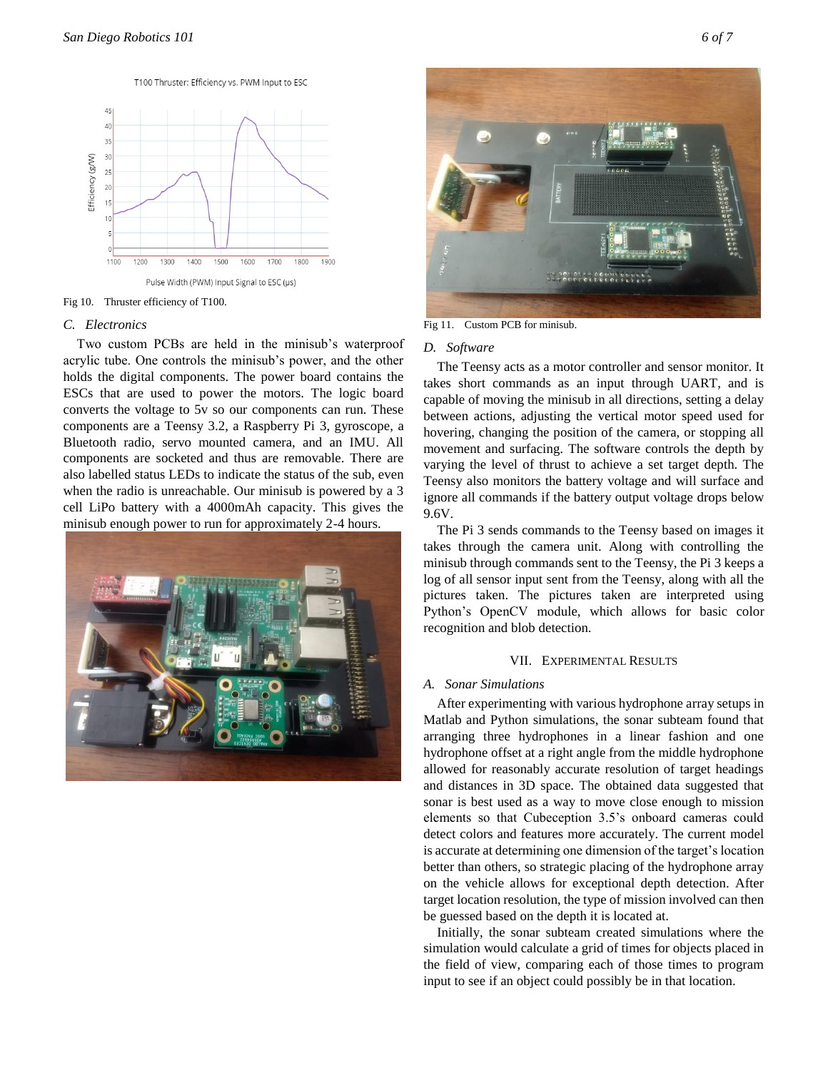Fig 10. Thruster efficiency of T100.

### C. Electronics

Two custom PCBs are held in the minisub's waterproof acrylic tube. One controls the minisub's power, and the other holds the digital components. The power board contains the ESCs that are used to power the motors. The logic board converts the voltage to 5v so our components can run. These components are a Teensy 3.2, a Raspberry Pi 3, gyroscope, a Bluetooth radio, servo mounted camera, and an IMU. All components are socketed and thus are removable. There are also labelled status LEDs to indicate the status of the sub, even when the radio is unreachable. Our minisub is powered by a 3 cell LiPo battery with a 4000mAh capacity. This gives the minisub enough power to run for approximately 2-4 hours.

Fig 11. Custom PCB for minisub.

### D. Software

The Teensy acts as a motor controller and sensor monitor. It takes short commands as an input through UART, and is capable of moving the minisub in all directions, setting a delay between actions, adjusting the vertical motor speed used for hovering, changing the position of the camera, or stopping all movement and surfacing. The software controls the depth by varying the level of thrust to achieve a set target depth. The Teensy also monitors the battery voltage and will surface and ignore all commands if the battery output voltage drops below 9.6V.

The Pi 3 sends commands to the Teensy based on images it takes through the camera unit. Along with controlling the minisub through commands sent to the Teensy, the Pi 3 keeps a log of all sensor input sent from the Teensy, along with all the pictures taken. The pictures taken are interpreted using Python's OpenCV module, which allows for basic color recognition and blob detection.

## VII. Experimental Results

### A. Sonar Simulations

After experimenting with various hydrophone array setups in Matlab and Python simulations, the sonar subteam found that arranging three hydrophones in a linear fashion and one hydrophone offset at a right angle from the middle hydrophone allowed for reasonably accurate resolution of target headings and distances in 3D space. The obtained data suggested that sonar is best used as a way to move close enough to mission elements so that Cubeception 3.5's onboard cameras could detect colors and features more accurately. The current model is accurate at determining one dimension of the target's location better than others, so strategic placing of the hydrophone array on the vehicle allows for exceptional depth detection. After target location resolution, the type of mission involved can then be guessed based on the depth it is located at.

Initially, the sonar subteam created simulations where the simulation would calculate a grid of times for objects placed in the field of view, comparing each of those times to program input to see if an object could possibly be in that location.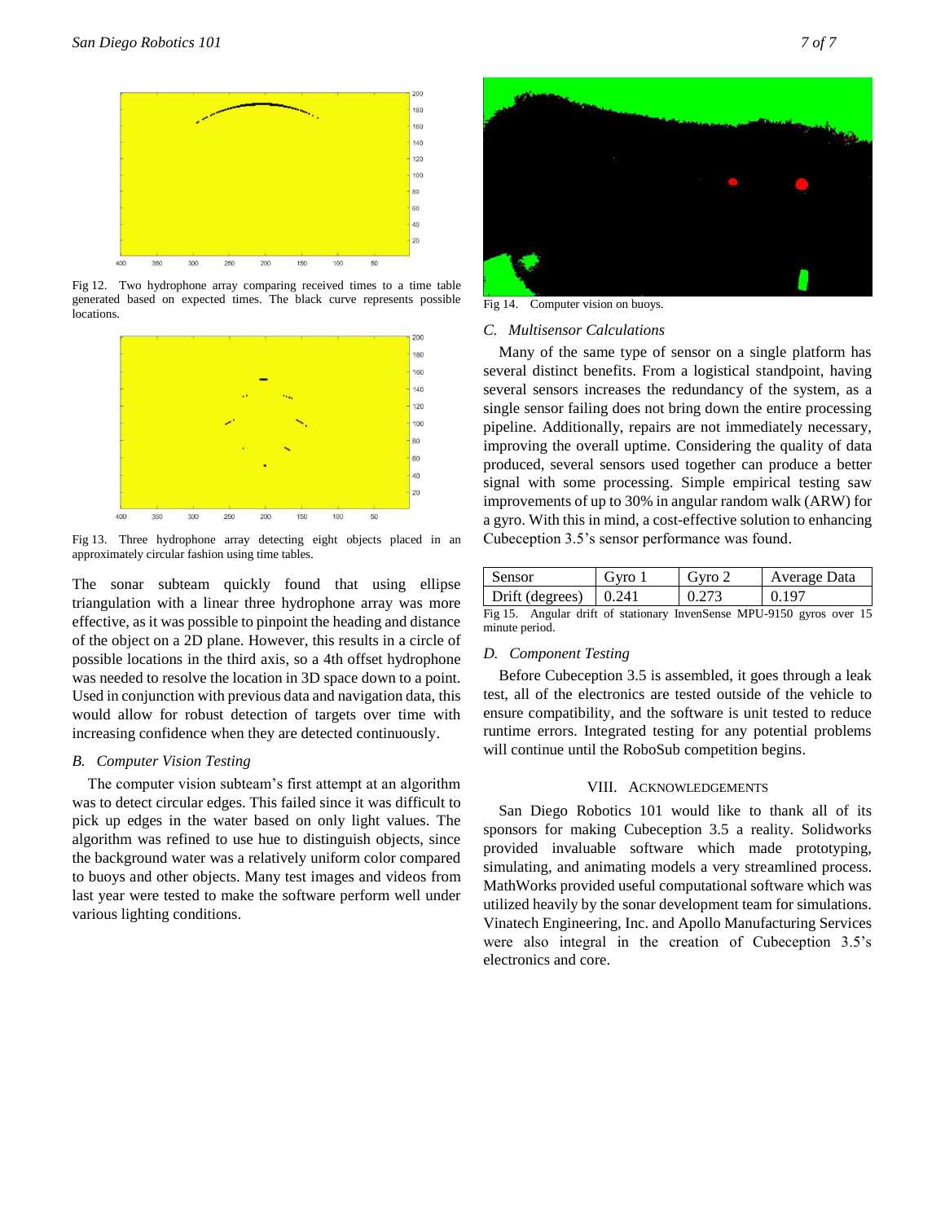200
180
160
140
120
100
80
60
40
20
400 350 300 250 200 150 100 50

Fig 12. Two hydrophone array comparing received times to a time table generated based on expected times. The black curve represents possible locations.

200
180
160
140
120
100
80
60
40
20
400 350 300 250 200 150 100 50

Fig 13. Three hydrophone array detecting eight objects placed in an approximately circular fashion using time tables.

The sonar subteam quickly found that using ellipse triangulation with a linear three hydrophone array was more effective, as it was possible to pinpoint the heading and distance of the object on a 2D plane. However, this results in a circle of possible locations in the third axis, so a 4th offset hydrophone was needed to resolve the location in 3D space down to a point. Used in conjunction with previous data and navigation data, this would allow for robust detection of targets over time with increasing confidence when they are detected continuously.

### *B. Computer Vision Testing*

The computer vision subteam's first attempt at an algorithm was to detect circular edges. This failed since it was difficult to pick up edges in the water based on only light values. The algorithm was refined to use hue to distinguish objects, since the background water was a relatively uniform color compared to buoys and other objects. Many test images and videos from last year were tested to make the software perform well under various lighting conditions.

Fig 14. Computer vision on buoys.

### *C. Multisensor Calculations*

Many of the same type of sensor on a single platform has several distinct benefits. From a logistical standpoint, having several sensors increases the redundancy of the system, as a single sensor failing does not bring down the entire processing pipeline. Additionally, repairs are not immediately necessary, improving the overall uptime. Considering the quality of data produced, several sensors used together can produce a better signal with some processing. Simple empirical testing saw improvements of up to 30% in angular random walk (ARW) for a gyro. With this in mind, a cost-effective solution to enhancing Cubeception 3.5's sensor performance was found.

| Sensor | Gyro 1 | Gyro 2 | Average Data |
|---|---|---|---|
| Drift (degrees) | 0.241 | 0.273 | 0.197 |

Fig 15. Angular drift of stationary InvenSense MPU-9150 gyros over 15 minute period.

### *D. Component Testing*

Before Cubeception 3.5 is assembled, it goes through a leak test, all of the electronics are tested outside of the vehicle to ensure compatibility, and the software is unit tested to reduce runtime errors. Integrated testing for any potential problems will continue until the RoboSub competition begins.

## VIII. Acknowledgements

San Diego Robotics 101 would like to thank all of its sponsors for making Cubeception 3.5 a reality. Solidworks provided invaluable software which made prototyping, simulating, and animating models a very streamlined process. MathWorks provided useful computational software which was utilized heavily by the sonar development team for simulations. Vinatech Engineering, Inc. and Apollo Manufacturing Services were also integral in the creation of Cubeception 3.5's electronics and core.